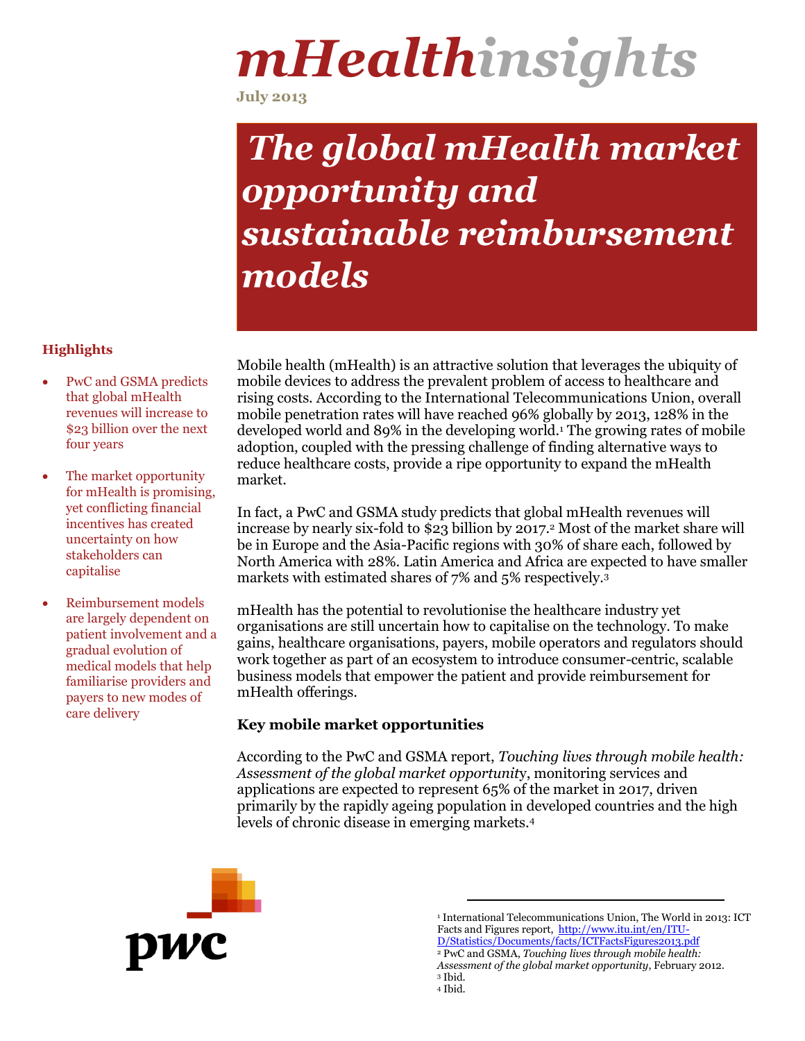# *mHealthinsights*

**July 2013**

# *The global mHealth market opportunity and sustainable reimbursement models*

### Highlights

- PwC and GSMA predicts that global mHealth revenues will increase to $23 billion over the next four years
- The market opportunity for mHealth is promising, yet conflicting financial incentives has created uncertainty on how stakeholders can capitalise
- Reimbursement models are largely dependent on patient involvement and a gradual evolution of medical models that help familiarise providers and payers to new modes of care delivery

Mobile health (mHealth) is an attractive solution that leverages the ubiquity of mobile devices to address the prevalent problem of access to healthcare and rising costs. According to the International Telecommunications Union, overall mobile penetration rates will have reached 96% globally by 2013, 128% in the developed world and 89% in the developing world.[1] The growing rates of mobile adoption, coupled with the pressing challenge of finding alternative ways to reduce healthcare costs, provide a ripe opportunity to expand the mHealth market.

In fact, a PwC and GSMA study predicts that global mHealth revenues will increase by nearly six-fold to $23 billion by 2017.[2] Most of the market share will be in Europe and the Asia-Pacific regions with 30% of share each, followed by North America with 28%. Latin America and Africa are expected to have smaller markets with estimated shares of 7% and 5% respectively.[3]

mHealth has the potential to revolutionise the healthcare industry yet organisations are still uncertain how to capitalise on the technology. To make gains, healthcare organisations, payers, mobile operators and regulators should work together as part of an ecosystem to introduce consumer-centric, scalable business models that empower the patient and provide reimbursement for mHealth offerings.

### Key mobile market opportunities

According to the PwC and GSMA report, *Touching lives through mobile health: Assessment of the global market opportunity*, monitoring services and applications are expected to represent 65% of the market in 2017, driven primarily by the rapidly ageing population in developed countries and the high levels of chronic disease in emerging markets.[4]

---

[1] International Telecommunications Union, The World in 2013: ICT Facts and Figures report, http://www.itu.int/en/ITU-D/Statistics/Documents/facts/ICTFactsFigures2013.pdf

[2] PwC and GSMA, *Touching lives through mobile health: Assessment of the global market opportunity*, February 2012.

[3] Ibid.

[4] Ibid.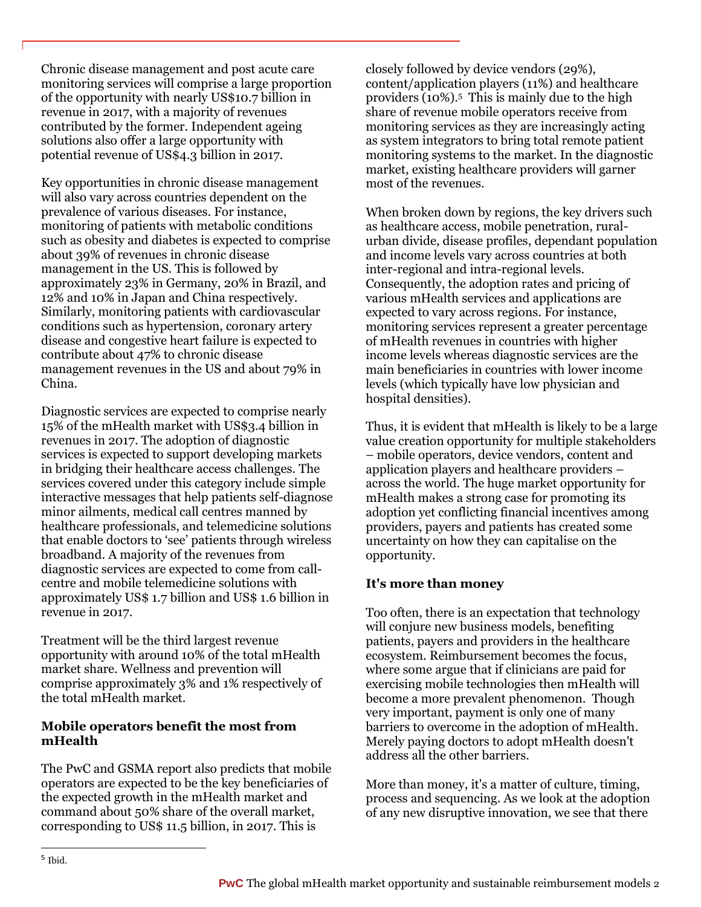Chronic disease management and post acute care monitoring services will comprise a large proportion of the opportunity with nearly US$10.7 billion in revenue in 2017, with a majority of revenues contributed by the former. Independent ageing solutions also offer a large opportunity with potential revenue of US$4.3 billion in 2017.

Key opportunities in chronic disease management will also vary across countries dependent on the prevalence of various diseases. For instance, monitoring of patients with metabolic conditions such as obesity and diabetes is expected to comprise about 39% of revenues in chronic disease management in the US. This is followed by approximately 23% in Germany, 20% in Brazil, and 12% and 10% in Japan and China respectively. Similarly, monitoring patients with cardiovascular conditions such as hypertension, coronary artery disease and congestive heart failure is expected to contribute about 47% to chronic disease management revenues in the US and about 79% in China.

Diagnostic services are expected to comprise nearly 15% of the mHealth market with US$3.4 billion in revenues in 2017. The adoption of diagnostic services is expected to support developing markets in bridging their healthcare access challenges. The services covered under this category include simple interactive messages that help patients self-diagnose minor ailments, medical call centres manned by healthcare professionals, and telemedicine solutions that enable doctors to 'see' patients through wireless broadband. A majority of the revenues from diagnostic services are expected to come from call-centre and mobile telemedicine solutions with approximately US$ 1.7 billion and US$ 1.6 billion in revenue in 2017.

Treatment will be the third largest revenue opportunity with around 10% of the total mHealth market share. Wellness and prevention will comprise approximately 3% and 1% respectively of the total mHealth market.

**Mobile operators benefit the most from mHealth**

The PwC and GSMA report also predicts that mobile operators are expected to be the key beneficiaries of the expected growth in the mHealth market and command about 50% share of the overall market, corresponding to US$ 11.5 billion, in 2017. This is closely followed by device vendors (29%), content/application players (11%) and healthcare providers (10%).[5] This is mainly due to the high share of revenue mobile operators receive from monitoring services as they are increasingly acting as system integrators to bring total remote patient monitoring systems to the market. In the diagnostic market, existing healthcare providers will garner most of the revenues.

When broken down by regions, the key drivers such as healthcare access, mobile penetration, rural-urban divide, disease profiles, dependant population and income levels vary across countries at both inter-regional and intra-regional levels. Consequently, the adoption rates and pricing of various mHealth services and applications are expected to vary across regions. For instance, monitoring services represent a greater percentage of mHealth revenues in countries with higher income levels whereas diagnostic services are the main beneficiaries in countries with lower income levels (which typically have low physician and hospital densities).

Thus, it is evident that mHealth is likely to be a large value creation opportunity for multiple stakeholders – mobile operators, device vendors, content and application players and healthcare providers – across the world. The huge market opportunity for mHealth makes a strong case for promoting its adoption yet conflicting financial incentives among providers, payers and patients has created some uncertainty on how they can capitalise on the opportunity.

**It's more than money**

Too often, there is an expectation that technology will conjure new business models, benefiting patients, payers and providers in the healthcare ecosystem. Reimbursement becomes the focus, where some argue that if clinicians are paid for exercising mobile technologies then mHealth will become a more prevalent phenomenon. Though very important, payment is only one of many barriers to overcome in the adoption of mHealth. Merely paying doctors to adopt mHealth doesn't address all the other barriers.

More than money, it's a matter of culture, timing, process and sequencing. As we look at the adoption of any new disruptive innovation, we see that there

[5] Ibid.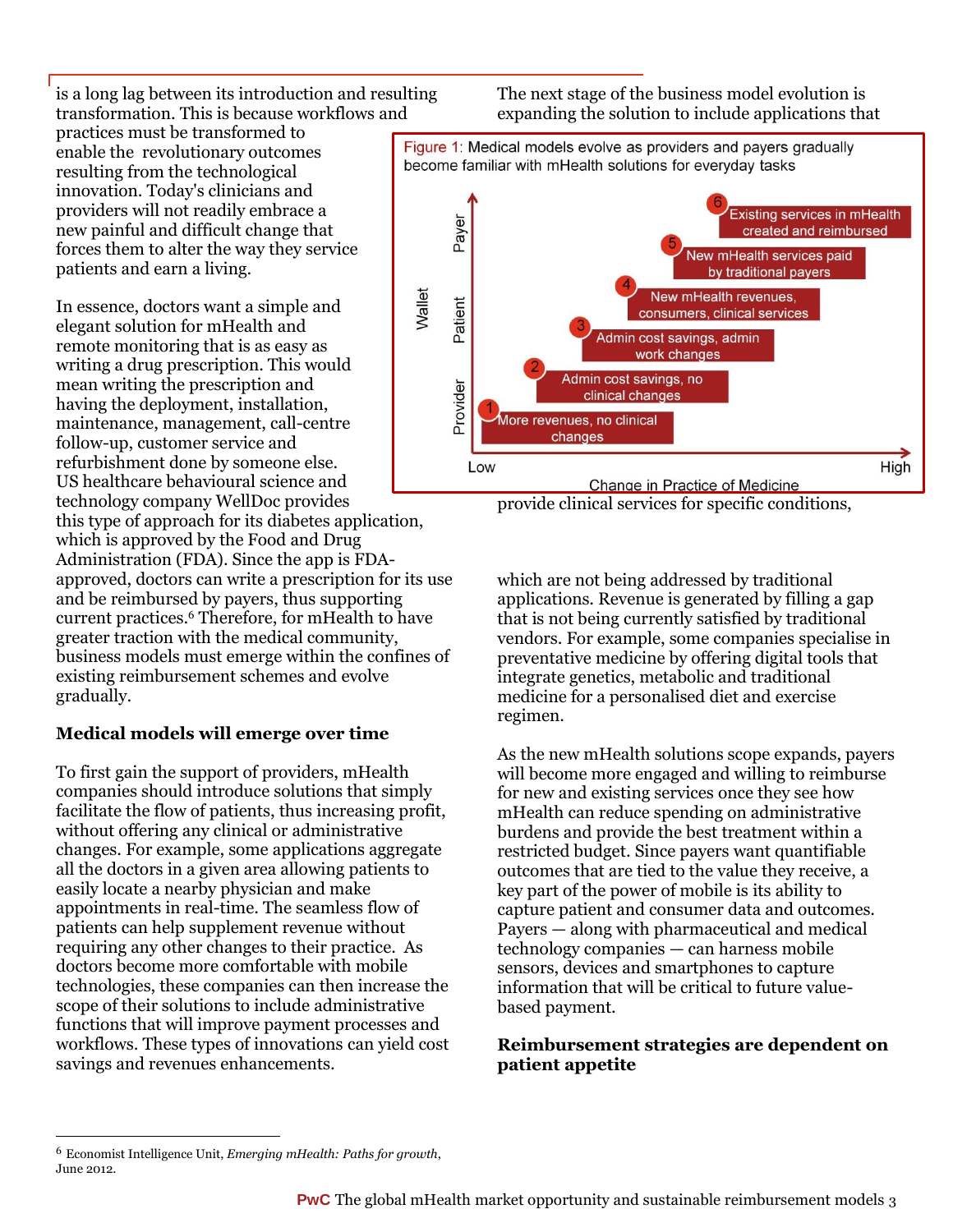is a long lag between its introduction and resulting transformation. This is because workflows and practices must be transformed to enable the revolutionary outcomes resulting from the technological innovation. Today's clinicians and providers will not readily embrace a new painful and difficult change that forces them to alter the way they service patients and earn a living.

In essence, doctors want a simple and elegant solution for mHealth and remote monitoring that is as easy as writing a drug prescription. This would mean writing the prescription and having the deployment, installation, maintenance, management, call-centre follow-up, customer service and refurbishment done by someone else. US healthcare behavioural science and technology company WellDoc provides this type of approach for its diabetes application, which is approved by the Food and Drug Administration (FDA). Since the app is FDA-approved, doctors can write a prescription for its use and be reimbursed by payers, thus supporting current practices.[6] Therefore, for mHealth to have greater traction with the medical community, business models must emerge within the confines of existing reimbursement schemes and evolve gradually.

## Medical models will emerge over time

To first gain the support of providers, mHealth companies should introduce solutions that simply facilitate the flow of patients, thus increasing profit, without offering any clinical or administrative changes. For example, some applications aggregate all the doctors in a given area allowing patients to easily locate a nearby physician and make appointments in real-time. The seamless flow of patients can help supplement revenue without requiring any other changes to their practice. As doctors become more comfortable with mobile technologies, these companies can then increase the scope of their solutions to include administrative functions that will improve payment processes and workflows. These types of innovations can yield cost savings and revenues enhancements.

The next stage of the business model evolution is expanding the solution to include applications that provide clinical services for specific conditions, which are not being addressed by traditional applications. Revenue is generated by filling a gap that is not being currently satisfied by traditional vendors. For example, some companies specialise in preventative medicine by offering digital tools that integrate genetics, metabolic and traditional medicine for a personalised diet and exercise regimen.

Figure 1: Medical models evolve as providers and payers gradually become familiar with mHealth solutions for everyday tasks

Wallet
Payer
Patient
Provider
6 Existing services in mHealth created and reimbursed
5 New mHealth services paid by traditional payers
4 New mHealth revenues, consumers, clinical services
3 Admin cost savings, admin work changes
2 Admin cost savings, no clinical changes
1 More revenues, no clinical changes
Low
High
Change in Practice of Medicine

As the new mHealth solutions scope expands, payers will become more engaged and willing to reimburse for new and existing services once they see how mHealth can reduce spending on administrative burdens and provide the best treatment within a restricted budget. Since payers want quantifiable outcomes that are tied to the value they receive, a key part of the power of mobile is its ability to capture patient and consumer data and outcomes. Payers — along with pharmaceutical and medical technology companies — can harness mobile sensors, devices and smartphones to capture information that will be critical to future value-based payment.

## Reimbursement strategies are dependent on patient appetite

[6] Economist Intelligence Unit, *Emerging mHealth: Paths for growth*, June 2012.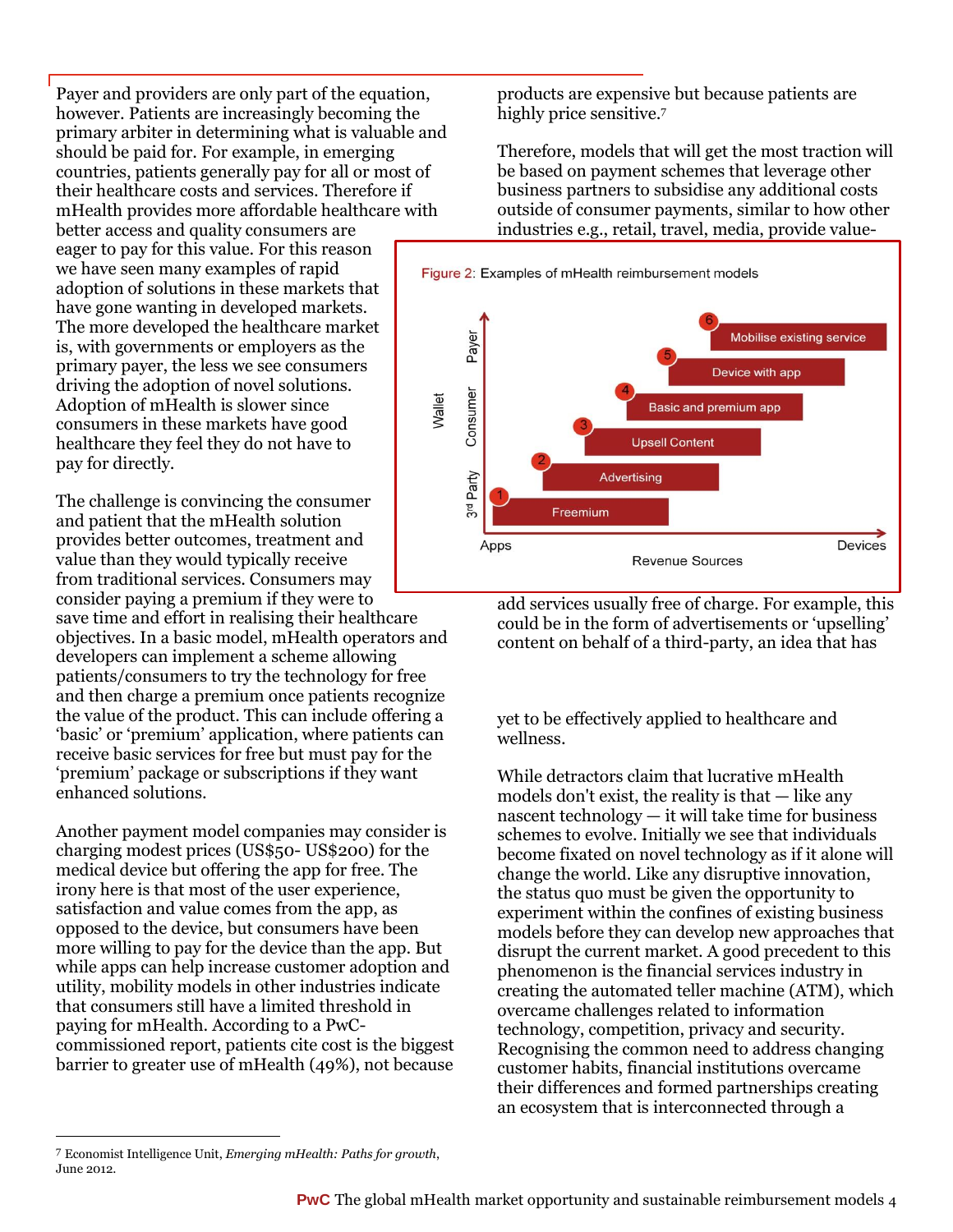Payer and providers are only part of the equation, however. Patients are increasingly becoming the primary arbiter in determining what is valuable and should be paid for. For example, in emerging countries, patients generally pay for all or most of their healthcare costs and services. Therefore if mHealth provides more affordable healthcare with better access and quality consumers are eager to pay for this value. For this reason we have seen many examples of rapid adoption of solutions in these markets that have gone wanting in developed markets. The more developed the healthcare market is, with governments or employers as the primary payer, the less we see consumers driving the adoption of novel solutions. Adoption of mHealth is slower since consumers in these markets have good healthcare they feel they do not have to pay for directly.

The challenge is convincing the consumer and patient that the mHealth solution provides better outcomes, treatment and value than they would typically receive from traditional services. Consumers may consider paying a premium if they were to save time and effort in realising their healthcare objectives. In a basic model, mHealth operators and developers can implement a scheme allowing patients/consumers to try the technology for free and then charge a premium once patients recognize the value of the product. This can include offering a 'basic' or 'premium' application, where patients can receive basic services for free but must pay for the 'premium' package or subscriptions if they want enhanced solutions.

Another payment model companies may consider is charging modest prices (US$50- US$200) for the medical device but offering the app for free. The irony here is that most of the user experience, satisfaction and value comes from the app, as opposed to the device, but consumers have been more willing to pay for the device than the app. But while apps can help increase customer adoption and utility, mobility models in other industries indicate that consumers still have a limited threshold in paying for mHealth. According to a PwC-commissioned report, patients cite cost is the biggest barrier to greater use of mHealth (49%), not because products are expensive but because patients are highly price sensitive.[7]

Therefore, models that will get the most traction will be based on payment schemes that leverage other business partners to subsidise any additional costs outside of consumer payments, similar to how other industries e.g., retail, travel, media, provide value-add services usually free of charge. For example, this could be in the form of advertisements or 'upselling' content on behalf of a third-party, an idea that has yet to be effectively applied to healthcare and wellness.

Figure 2: Examples of mHealth reimbursement models

Wallet

Payer

Consumer

3rd Party

6 Mobilise existing service

5 Device with app

4 Basic and premium app

3 Upsell Content

2 Advertising

1 Freemium

Apps

Devices

Revenue Sources

While detractors claim that lucrative mHealth models don't exist, the reality is that — like any nascent technology — it will take time for business schemes to evolve. Initially we see that individuals become fixated on novel technology as if it alone will change the world. Like any disruptive innovation, the status quo must be given the opportunity to experiment within the confines of existing business models before they can develop new approaches that disrupt the current market. A good precedent to this phenomenon is the financial services industry in creating the automated teller machine (ATM), which overcame challenges related to information technology, competition, privacy and security. Recognising the common need to address changing customer habits, financial institutions overcame their differences and formed partnerships creating an ecosystem that is interconnected through a

---

[7] Economist Intelligence Unit, *Emerging mHealth: Paths for growth*, June 2012.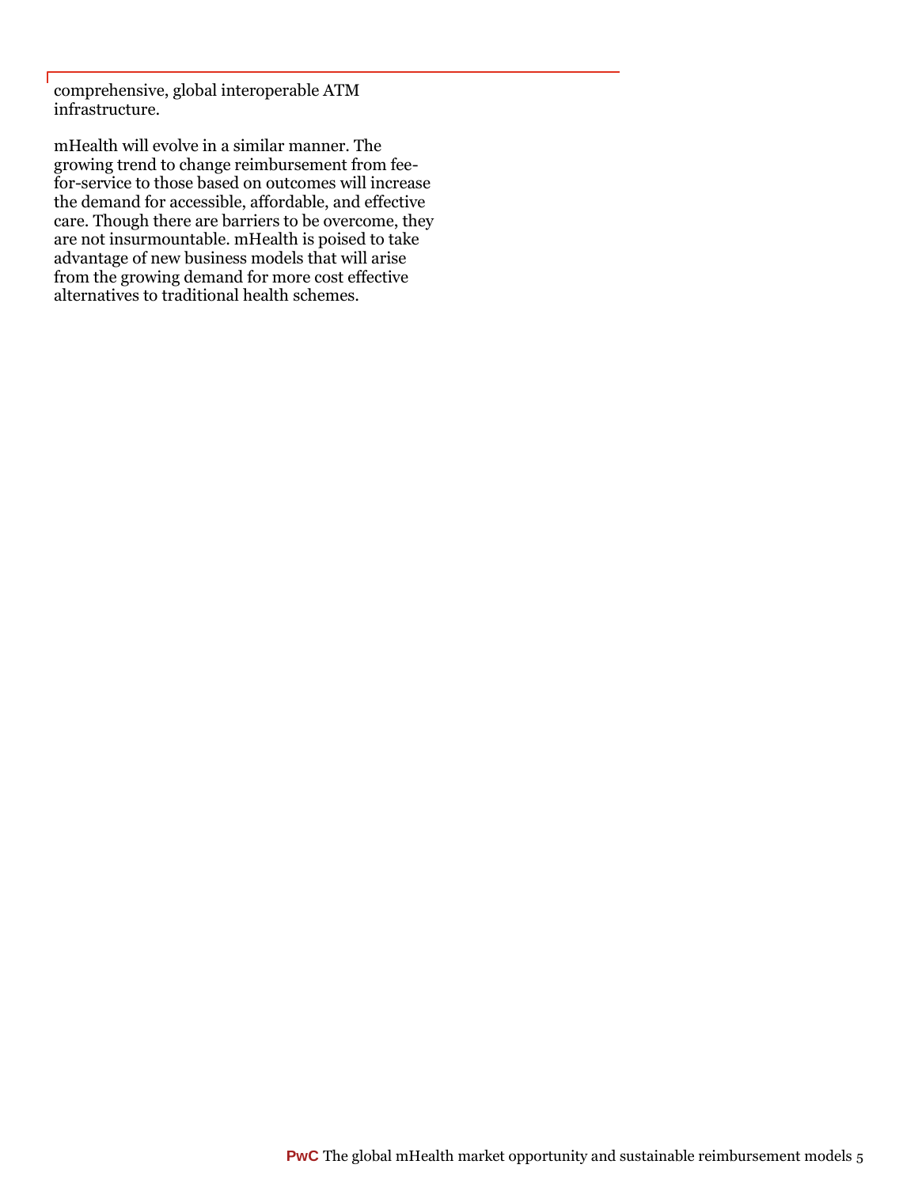comprehensive, global interoperable ATM infrastructure.

mHealth will evolve in a similar manner. The growing trend to change reimbursement from fee-for-service to those based on outcomes will increase the demand for accessible, affordable, and effective care. Though there are barriers to be overcome, they are not insurmountable. mHealth is poised to take advantage of new business models that will arise from the growing demand for more cost effective alternatives to traditional health schemes.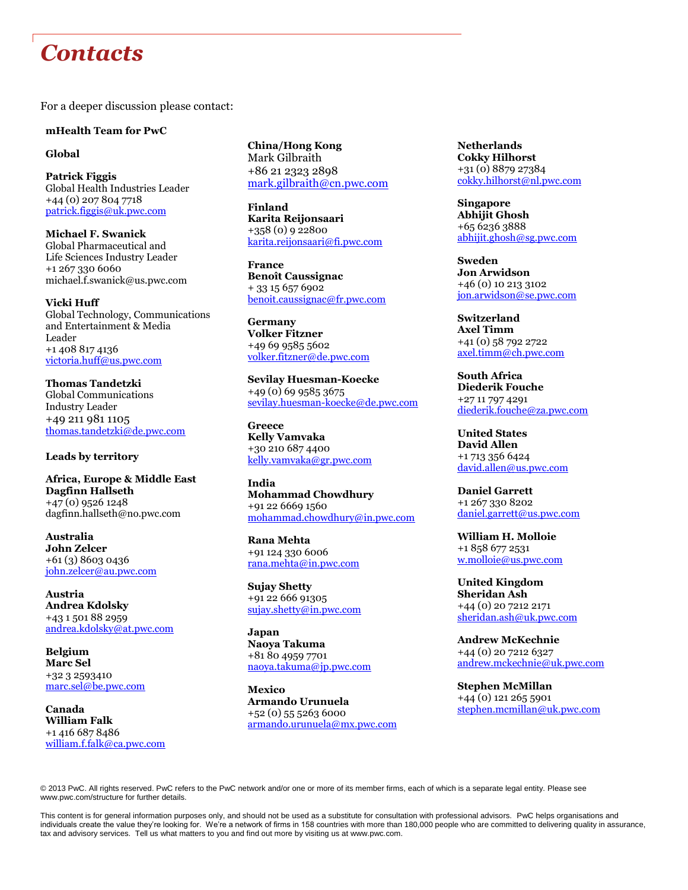# *Contacts*

For a deeper discussion please contact:

**mHealth Team for PwC**

**Global**

**Patrick Figgis**
Global Health Industries Leader
+44 (0) 207 804 7718
patrick.figgis@uk.pwc.com

**Michael F. Swanick**
Global Pharmaceutical and Life Sciences Industry Leader
+1 267 330 6060
michael.f.swanick@us.pwc.com

**Vicki Huff**
Global Technology, Communications and Entertainment & Media Leader
+1 408 817 4136
victoria.huff@us.pwc.com

**Thomas Tandetzki**
Global Communications Industry Leader
+49 211 981 1105
thomas.tandetzki@de.pwc.com

**Leads by territory**

**Africa, Europe & Middle East**
**Dagfinn Hallseth**
+47 (0) 9526 1248
dagfinn.hallseth@no.pwc.com

**Australia**
**John Zelcer**
+61 (3) 8603 0436
john.zelcer@au.pwc.com

**Austria**
**Andrea Kdolsky**
+43 1 501 88 2959
andrea.kdolsky@at.pwc.com

**Belgium**
**Marc Sel**
+32 3 2593410
marc.sel@be.pwc.com

**Canada**
**William Falk**
+1 416 687 8486
william.f.falk@ca.pwc.com

**China/Hong Kong**
Mark Gilbraith
+86 21 2323 2898
mark.gilbraith@cn.pwc.com

**Finland**
**Karita Reijonsaari**
+358 (0) 9 22800
karita.reijonsaari@fi.pwc.com

**France**
**Benoît Caussignac**
+ 33 15 657 6902
benoit.caussignac@fr.pwc.com

**Germany**
**Volker Fitzner**
+49 69 9585 5602
volker.fitzner@de.pwc.com

**Sevilay Huesman-Koecke**
+49 (0) 69 9585 3675
sevilay.huesman-koecke@de.pwc.com

**Greece**
**Kelly Vamvaka**
+30 210 687 4400
kelly.vamvaka@gr.pwc.com

**India**
**Mohammad Chowdhury**
+91 22 6669 1560
mohammad.chowdhury@in.pwc.com

**Rana Mehta**
+91 124 330 6006
rana.mehta@in.pwc.com

**Sujay Shetty**
+91 22 666 91305
sujay.shetty@in.pwc.com

**Japan**
**Naoya Takuma**
+81 80 4959 7701
naoya.takuma@jp.pwc.com

**Mexico**
**Armando Urunuela**
+52 (0) 55 5263 6000
armando.urunuela@mx.pwc.com

**Netherlands**
**Cokky Hilhorst**
+31 (0) 8879 27384
cokky.hilhorst@nl.pwc.com

**Singapore**
**Abhijit Ghosh**
+65 6236 3888
abhijit.ghosh@sg.pwc.com

**Sweden**
**Jon Arwidson**
+46 (0) 10 213 3102
jon.arwidson@se.pwc.com

**Switzerland**
**Axel Timm**
+41 (0) 58 792 2722
axel.timm@ch.pwc.com

**South Africa**
**Diederik Fouche**
+27 11 797 4291
diederik.fouche@za.pwc.com

**United States**
**David Allen**
+1 713 356 6424
david.allen@us.pwc.com

**Daniel Garrett**
+1 267 330 8202
daniel.garrett@us.pwc.com

**William H. Molloie**
+1 858 677 2531
w.molloie@us.pwc.com

**United Kingdom**
**Sheridan Ash**
+44 (0) 20 7212 2171
sheridan.ash@uk.pwc.com

**Andrew McKechnie**
+44 (0) 20 7212 6327
andrew.mckechnie@uk.pwc.com

**Stephen McMillan**
+44 (0) 121 265 5901
stephen.mcmillan@uk.pwc.com

© 2013 PwC. All rights reserved. PwC refers to the PwC network and/or one or more of its member firms, each of which is a separate legal entity. Please see www.pwc.com/structure for further details.

This content is for general information purposes only, and should not be used as a substitute for consultation with professional advisors. PwC helps organisations and individuals create the value they're looking for. We're a network of firms in 158 countries with more than 180,000 people who are committed to delivering quality in assurance, tax and advisory services. Tell us what matters to you and find out more by visiting us at www.pwc.com.